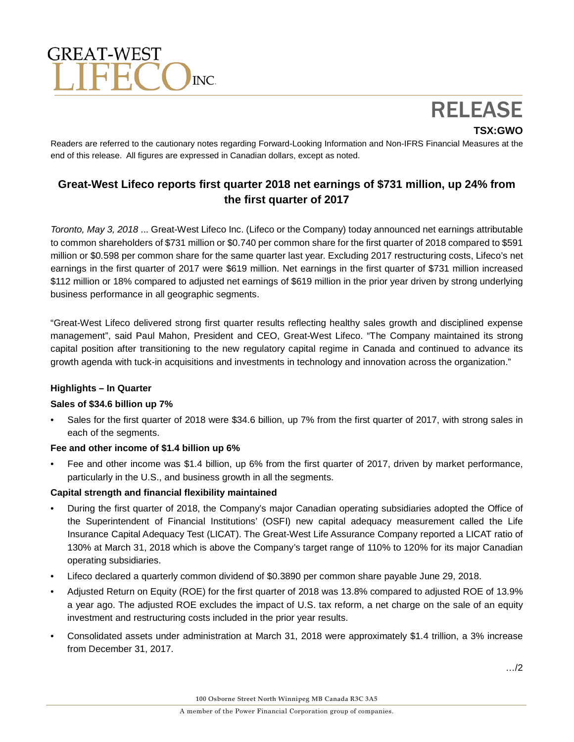GREAT-WEST LIFECO INC.

# RELEASE

**TSX:GWO**

Readers are referred to the cautionary notes regarding Forward-Looking Information and Non-IFRS Financial Measures at the end of this release. All figures are expressed in Canadian dollars, except as noted.

## Great-West Lifeco reports first quarter 2018 net earnings of $731 million, up 24% from the first quarter of 2017

*Toronto, May 3, 2018* ... Great-West Lifeco Inc. (Lifeco or the Company) today announced net earnings attributable to common shareholders of $731 million or $0.740 per common share for the first quarter of 2018 compared to $591 million or $0.598 per common share for the same quarter last year. Excluding 2017 restructuring costs, Lifeco's net earnings in the first quarter of 2017 were $619 million. Net earnings in the first quarter of $731 million increased $112 million or 18% compared to adjusted net earnings of $619 million in the prior year driven by strong underlying business performance in all geographic segments.

"Great-West Lifeco delivered strong first quarter results reflecting healthy sales growth and disciplined expense management", said Paul Mahon, President and CEO, Great-West Lifeco. "The Company maintained its strong capital position after transitioning to the new regulatory capital regime in Canada and continued to advance its growth agenda with tuck-in acquisitions and investments in technology and innovation across the organization."

**Highlights – In Quarter**

**Sales of $34.6 billion up 7%**

- Sales for the first quarter of 2018 were $34.6 billion, up 7% from the first quarter of 2017, with strong sales in each of the segments.

**Fee and other income of $1.4 billion up 6%**

- Fee and other income was $1.4 billion, up 6% from the first quarter of 2017, driven by market performance, particularly in the U.S., and business growth in all the segments.

**Capital strength and financial flexibility maintained**

- During the first quarter of 2018, the Company's major Canadian operating subsidiaries adopted the Office of the Superintendent of Financial Institutions' (OSFI) new capital adequacy measurement called the Life Insurance Capital Adequacy Test (LICAT). The Great-West Life Assurance Company reported a LICAT ratio of 130% at March 31, 2018 which is above the Company's target range of 110% to 120% for its major Canadian operating subsidiaries.
- Lifeco declared a quarterly common dividend of $0.3890 per common share payable June 29, 2018.
- Adjusted Return on Equity (ROE) for the first quarter of 2018 was 13.8% compared to adjusted ROE of 13.9% a year ago. The adjusted ROE excludes the impact of U.S. tax reform, a net charge on the sale of an equity investment and restructuring costs included in the prior year results.
- Consolidated assets under administration at March 31, 2018 were approximately $1.4 trillion, a 3% increase from December 31, 2017.

…/2

100 Osborne Street North Winnipeg MB Canada R3C 3A5

A member of the Power Financial Corporation group of companies.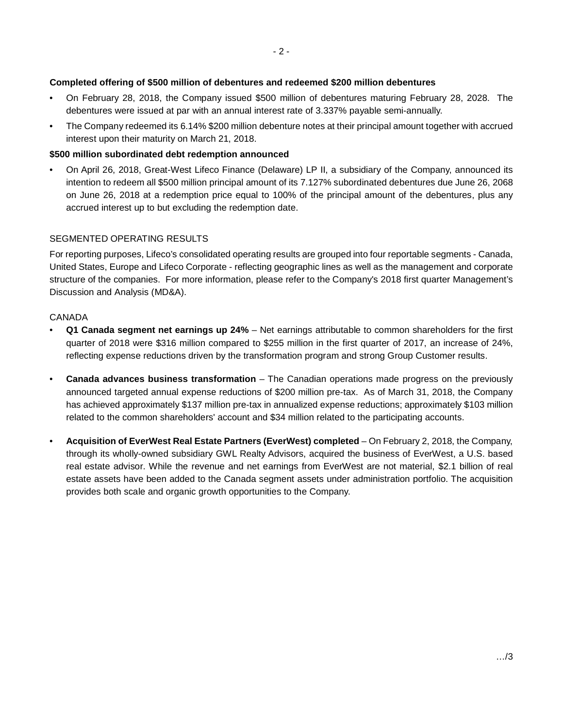**Completed offering of $500 million of debentures and redeemed $200 million debentures**

- On February 28, 2018, the Company issued $500 million of debentures maturing February 28, 2028. The debentures were issued at par with an annual interest rate of 3.337% payable semi-annually.
- The Company redeemed its 6.14% $200 million debenture notes at their principal amount together with accrued interest upon their maturity on March 21, 2018.

**$500 million subordinated debt redemption announced**

- On April 26, 2018, Great-West Lifeco Finance (Delaware) LP II, a subsidiary of the Company, announced its intention to redeem all $500 million principal amount of its 7.127% subordinated debentures due June 26, 2068 on June 26, 2018 at a redemption price equal to 100% of the principal amount of the debentures, plus any accrued interest up to but excluding the redemption date.

## SEGMENTED OPERATING RESULTS

For reporting purposes, Lifeco's consolidated operating results are grouped into four reportable segments - Canada, United States, Europe and Lifeco Corporate - reflecting geographic lines as well as the management and corporate structure of the companies. For more information, please refer to the Company's 2018 first quarter Management's Discussion and Analysis (MD&A).

### CANADA

- **Q1 Canada segment net earnings up 24%** – Net earnings attributable to common shareholders for the first quarter of 2018 were $316 million compared to $255 million in the first quarter of 2017, an increase of 24%, reflecting expense reductions driven by the transformation program and strong Group Customer results.

- **Canada advances business transformation** – The Canadian operations made progress on the previously announced targeted annual expense reductions of $200 million pre-tax. As of March 31, 2018, the Company has achieved approximately $137 million pre-tax in annualized expense reductions; approximately $103 million related to the common shareholders' account and $34 million related to the participating accounts.

- **Acquisition of EverWest Real Estate Partners (EverWest) completed** – On February 2, 2018, the Company, through its wholly-owned subsidiary GWL Realty Advisors, acquired the business of EverWest, a U.S. based real estate advisor. While the revenue and net earnings from EverWest are not material, $2.1 billion of real estate assets have been added to the Canada segment assets under administration portfolio. The acquisition provides both scale and organic growth opportunities to the Company.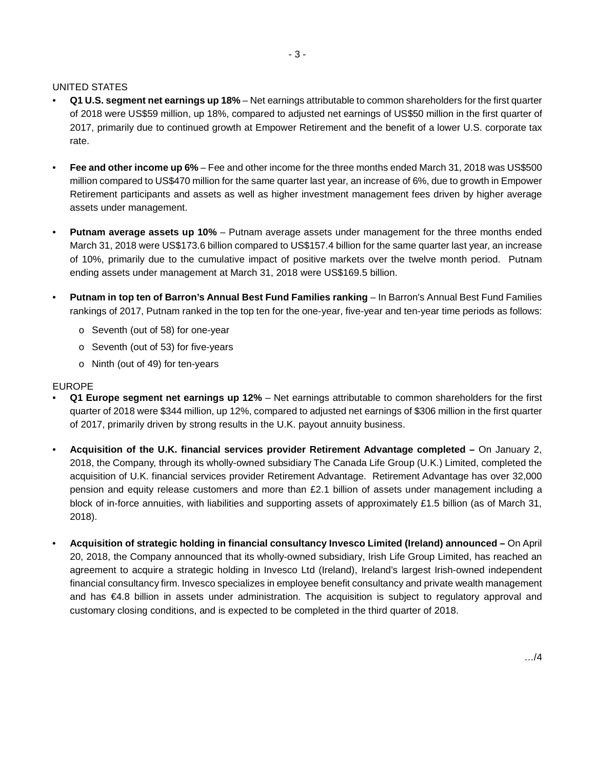UNITED STATES

- **Q1 U.S. segment net earnings up 18%** – Net earnings attributable to common shareholders for the first quarter of 2018 were US$59 million, up 18%, compared to adjusted net earnings of US$50 million in the first quarter of 2017, primarily due to continued growth at Empower Retirement and the benefit of a lower U.S. corporate tax rate.

- **Fee and other income up 6%** – Fee and other income for the three months ended March 31, 2018 was US$500 million compared to US$470 million for the same quarter last year, an increase of 6%, due to growth in Empower Retirement participants and assets as well as higher investment management fees driven by higher average assets under management.

- **Putnam average assets up 10%** – Putnam average assets under management for the three months ended March 31, 2018 were US$173.6 billion compared to US$157.4 billion for the same quarter last year, an increase of 10%, primarily due to the cumulative impact of positive markets over the twelve month period. Putnam ending assets under management at March 31, 2018 were US$169.5 billion.

- **Putnam in top ten of Barron's Annual Best Fund Families ranking** – In Barron's Annual Best Fund Families rankings of 2017, Putnam ranked in the top ten for the one-year, five-year and ten-year time periods as follows:
  - Seventh (out of 58) for one-year
  - Seventh (out of 53) for five-years
  - Ninth (out of 49) for ten-years

EUROPE

- **Q1 Europe segment net earnings up 12%** – Net earnings attributable to common shareholders for the first quarter of 2018 were $344 million, up 12%, compared to adjusted net earnings of $306 million in the first quarter of 2017, primarily driven by strong results in the U.K. payout annuity business.

- **Acquisition of the U.K. financial services provider Retirement Advantage completed –** On January 2, 2018, the Company, through its wholly-owned subsidiary The Canada Life Group (U.K.) Limited, completed the acquisition of U.K. financial services provider Retirement Advantage. Retirement Advantage has over 32,000 pension and equity release customers and more than £2.1 billion of assets under management including a block of in-force annuities, with liabilities and supporting assets of approximately £1.5 billion (as of March 31, 2018).

- **Acquisition of strategic holding in financial consultancy Invesco Limited (Ireland) announced –** On April 20, 2018, the Company announced that its wholly-owned subsidiary, Irish Life Group Limited, has reached an agreement to acquire a strategic holding in Invesco Ltd (Ireland), Ireland's largest Irish-owned independent financial consultancy firm. Invesco specializes in employee benefit consultancy and private wealth management and has €4.8 billion in assets under administration. The acquisition is subject to regulatory approval and customary closing conditions, and is expected to be completed in the third quarter of 2018.

…/4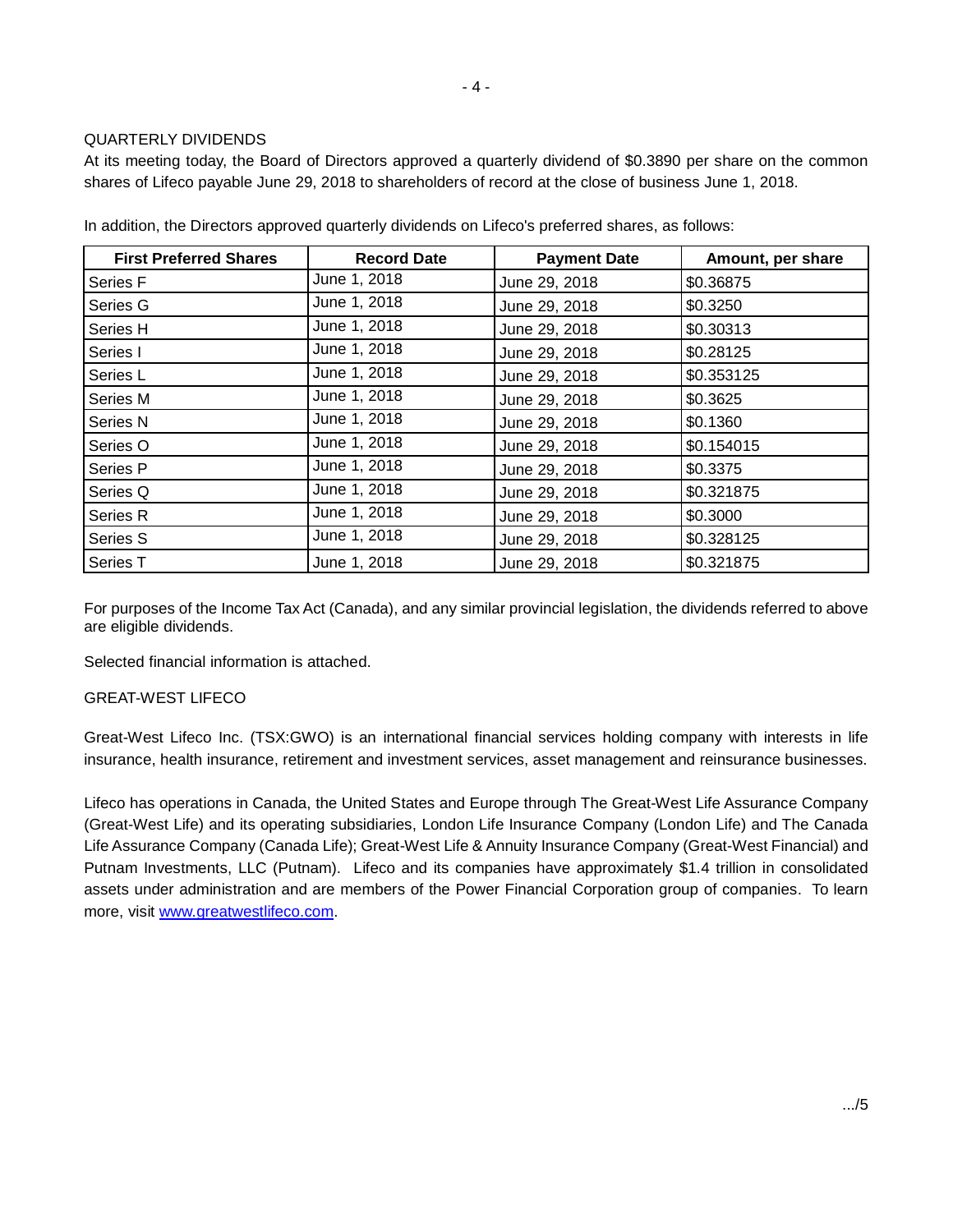## QUARTERLY DIVIDENDS

At its meeting today, the Board of Directors approved a quarterly dividend of $0.3890 per share on the common shares of Lifeco payable June 29, 2018 to shareholders of record at the close of business June 1, 2018.

In addition, the Directors approved quarterly dividends on Lifeco's preferred shares, as follows:

| First Preferred Shares | Record Date | Payment Date | Amount, per share |
|---|---|---|---|
| Series F | June 1, 2018 | June 29, 2018 | $0.36875 |
| Series G | June 1, 2018 | June 29, 2018 | $0.3250 |
| Series H | June 1, 2018 | June 29, 2018 | $0.30313 |
| Series I | June 1, 2018 | June 29, 2018 | $0.28125 |
| Series L | June 1, 2018 | June 29, 2018 | $0.353125 |
| Series M | June 1, 2018 | June 29, 2018 | $0.3625 |
| Series N | June 1, 2018 | June 29, 2018 | $0.1360 |
| Series O | June 1, 2018 | June 29, 2018 | $0.154015 |
| Series P | June 1, 2018 | June 29, 2018 | $0.3375 |
| Series Q | June 1, 2018 | June 29, 2018 | $0.321875 |
| Series R | June 1, 2018 | June 29, 2018 | $0.3000 |
| Series S | June 1, 2018 | June 29, 2018 | $0.328125 |
| Series T | June 1, 2018 | June 29, 2018 | $0.321875 |

For purposes of the Income Tax Act (Canada), and any similar provincial legislation, the dividends referred to above are eligible dividends.

Selected financial information is attached.

## GREAT-WEST LIFECO

Great-West Lifeco Inc. (TSX:GWO) is an international financial services holding company with interests in life insurance, health insurance, retirement and investment services, asset management and reinsurance businesses.

Lifeco has operations in Canada, the United States and Europe through The Great-West Life Assurance Company (Great-West Life) and its operating subsidiaries, London Life Insurance Company (London Life) and The Canada Life Assurance Company (Canada Life); Great-West Life & Annuity Insurance Company (Great-West Financial) and Putnam Investments, LLC (Putnam). Lifeco and its companies have approximately $1.4 trillion in consolidated assets under administration and are members of the Power Financial Corporation group of companies. To learn more, visit www.greatwestlifeco.com.

.../5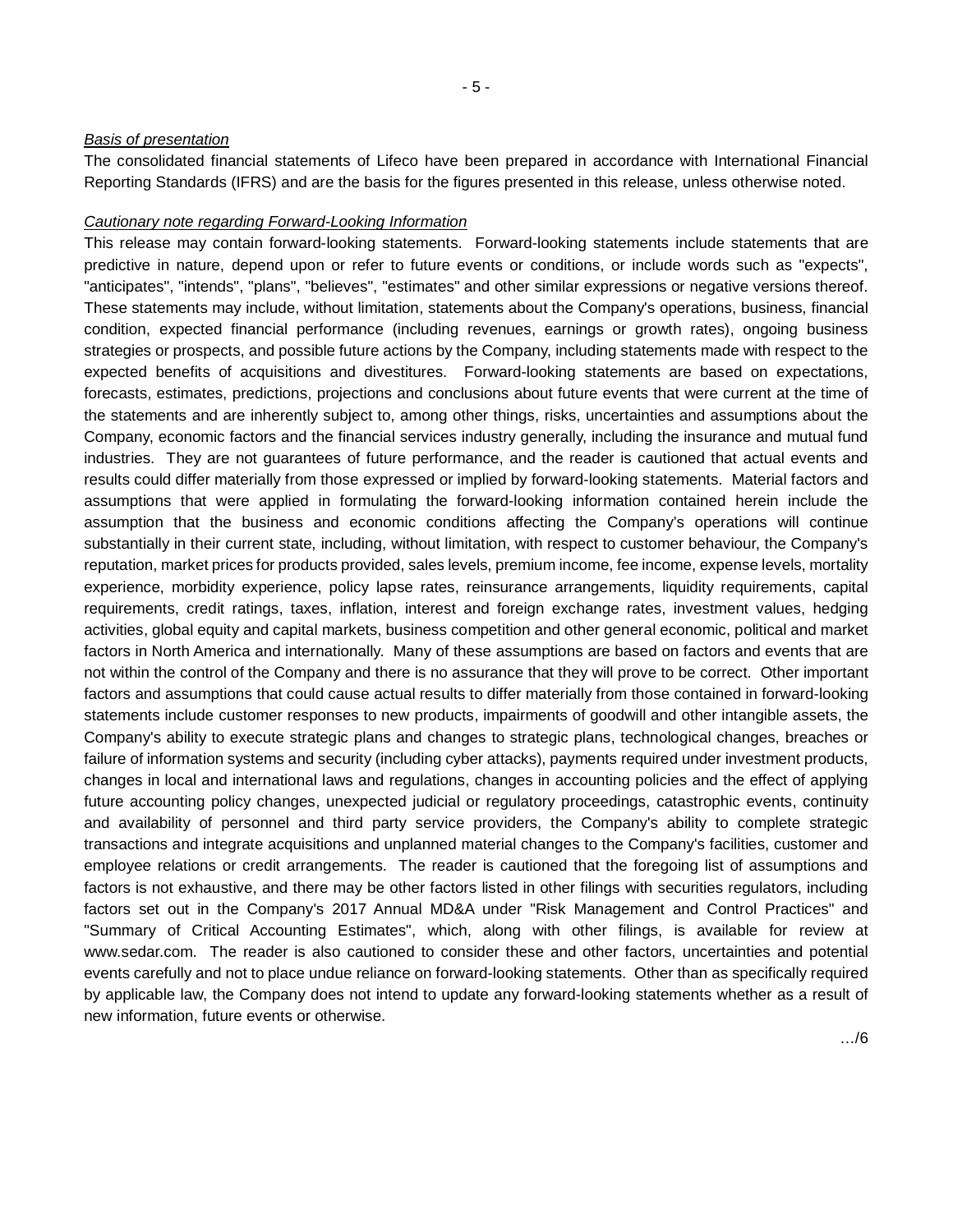*Basis of presentation*

The consolidated financial statements of Lifeco have been prepared in accordance with International Financial Reporting Standards (IFRS) and are the basis for the figures presented in this release, unless otherwise noted.

*Cautionary note regarding Forward-Looking Information*

This release may contain forward-looking statements. Forward-looking statements include statements that are predictive in nature, depend upon or refer to future events or conditions, or include words such as "expects", "anticipates", "intends", "plans", "believes", "estimates" and other similar expressions or negative versions thereof. These statements may include, without limitation, statements about the Company's operations, business, financial condition, expected financial performance (including revenues, earnings or growth rates), ongoing business strategies or prospects, and possible future actions by the Company, including statements made with respect to the expected benefits of acquisitions and divestitures. Forward-looking statements are based on expectations, forecasts, estimates, predictions, projections and conclusions about future events that were current at the time of the statements and are inherently subject to, among other things, risks, uncertainties and assumptions about the Company, economic factors and the financial services industry generally, including the insurance and mutual fund industries. They are not guarantees of future performance, and the reader is cautioned that actual events and results could differ materially from those expressed or implied by forward-looking statements. Material factors and assumptions that were applied in formulating the forward-looking information contained herein include the assumption that the business and economic conditions affecting the Company's operations will continue substantially in their current state, including, without limitation, with respect to customer behaviour, the Company's reputation, market prices for products provided, sales levels, premium income, fee income, expense levels, mortality experience, morbidity experience, policy lapse rates, reinsurance arrangements, liquidity requirements, capital requirements, credit ratings, taxes, inflation, interest and foreign exchange rates, investment values, hedging activities, global equity and capital markets, business competition and other general economic, political and market factors in North America and internationally. Many of these assumptions are based on factors and events that are not within the control of the Company and there is no assurance that they will prove to be correct. Other important factors and assumptions that could cause actual results to differ materially from those contained in forward-looking statements include customer responses to new products, impairments of goodwill and other intangible assets, the Company's ability to execute strategic plans and changes to strategic plans, technological changes, breaches or failure of information systems and security (including cyber attacks), payments required under investment products, changes in local and international laws and regulations, changes in accounting policies and the effect of applying future accounting policy changes, unexpected judicial or regulatory proceedings, catastrophic events, continuity and availability of personnel and third party service providers, the Company's ability to complete strategic transactions and integrate acquisitions and unplanned material changes to the Company's facilities, customer and employee relations or credit arrangements. The reader is cautioned that the foregoing list of assumptions and factors is not exhaustive, and there may be other factors listed in other filings with securities regulators, including factors set out in the Company's 2017 Annual MD&A under "Risk Management and Control Practices" and "Summary of Critical Accounting Estimates", which, along with other filings, is available for review at www.sedar.com. The reader is also cautioned to consider these and other factors, uncertainties and potential events carefully and not to place undue reliance on forward-looking statements. Other than as specifically required by applicable law, the Company does not intend to update any forward-looking statements whether as a result of new information, future events or otherwise.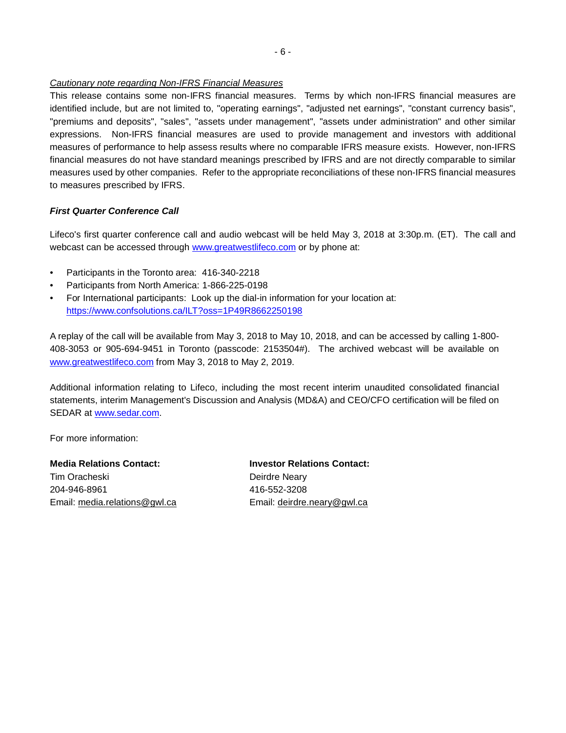*Cautionary note regarding Non-IFRS Financial Measures*

This release contains some non-IFRS financial measures. Terms by which non-IFRS financial measures are identified include, but are not limited to, "operating earnings", "adjusted net earnings", "constant currency basis", "premiums and deposits", "sales", "assets under management", "assets under administration" and other similar expressions. Non-IFRS financial measures are used to provide management and investors with additional measures of performance to help assess results where no comparable IFRS measure exists. However, non-IFRS financial measures do not have standard meanings prescribed by IFRS and are not directly comparable to similar measures used by other companies. Refer to the appropriate reconciliations of these non-IFRS financial measures to measures prescribed by IFRS.

***First Quarter Conference Call***

Lifeco's first quarter conference call and audio webcast will be held May 3, 2018 at 3:30p.m. (ET). The call and webcast can be accessed through www.greatwestlifeco.com or by phone at:

- Participants in the Toronto area: 416-340-2218
- Participants from North America: 1-866-225-0198
- For International participants: Look up the dial-in information for your location at: https://www.confsolutions.ca/ILT?oss=1P49R8662250198

A replay of the call will be available from May 3, 2018 to May 10, 2018, and can be accessed by calling 1-800-408-3053 or 905-694-9451 in Toronto (passcode: 2153504#). The archived webcast will be available on www.greatwestlifeco.com from May 3, 2018 to May 2, 2019.

Additional information relating to Lifeco, including the most recent interim unaudited consolidated financial statements, interim Management's Discussion and Analysis (MD&A) and CEO/CFO certification will be filed on SEDAR at www.sedar.com.

For more information:

**Media Relations Contact:**
Tim Oracheski
204-946-8961
Email: media.relations@gwl.ca

**Investor Relations Contact:**
Deirdre Neary
416-552-3208
Email: deirdre.neary@gwl.ca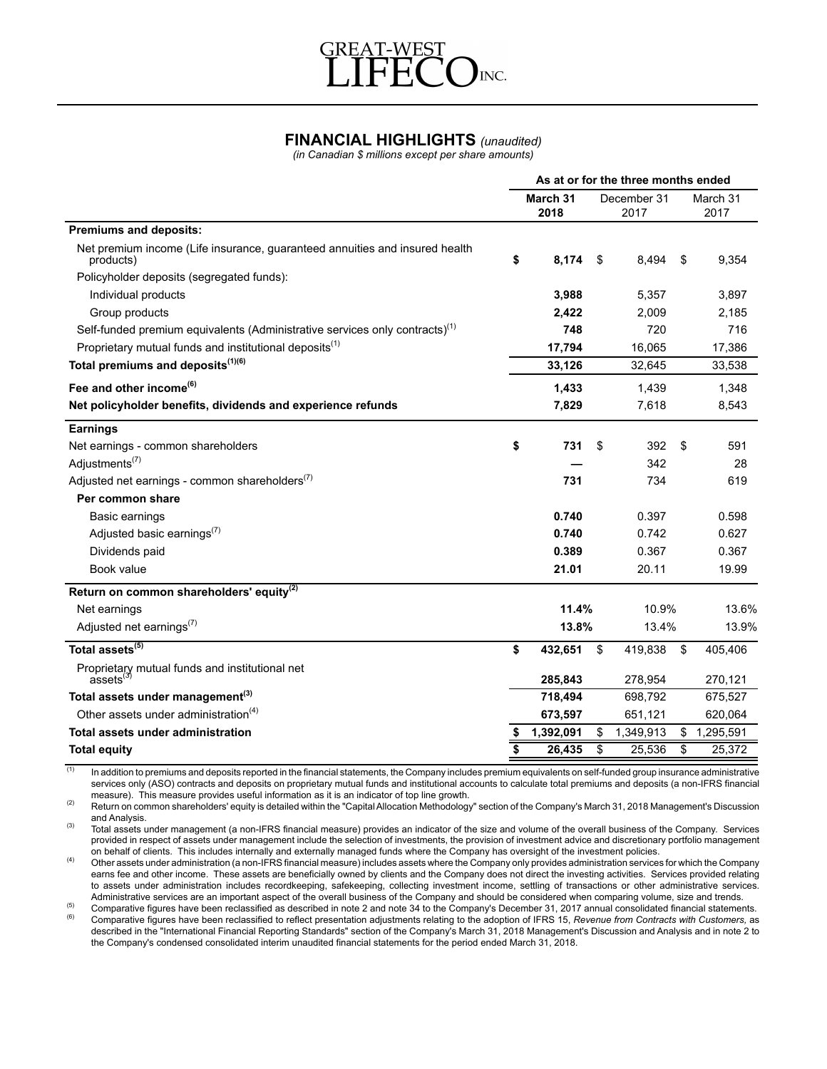GREAT-WEST LIFECO INC.

# FINANCIAL HIGHLIGHTS *(unaudited)*

*(in Canadian $ millions except per share amounts)*

| | As at or for the three months ended | | |
|---|---|---|---|
| | **March 31 2018** | December 31 2017 | March 31 2017 |
| **Premiums and deposits:** | | | |
| Net premium income (Life insurance, guaranteed annuities and insured health products) | **$ 8,174** | $ 8,494 | $ 9,354 |
| Policyholder deposits (segregated funds): | | | |
| Individual products | **3,988** | 5,357 | 3,897 |
| Group products | **2,422** | 2,009 | 2,185 |
| Self-funded premium equivalents (Administrative services only contracts)[1] | **748** | 720 | 716 |
| Proprietary mutual funds and institutional deposits[1] | **17,794** | 16,065 | 17,386 |
| **Total premiums and deposits[1][6]** | **33,126** | 32,645 | 33,538 |
| **Fee and other income[6]** | **1,433** | 1,439 | 1,348 |
| **Net policyholder benefits, dividends and experience refunds** | **7,829** | 7,618 | 8,543 |
| **Earnings** | | | |
| Net earnings - common shareholders | **$ 731** | $ 392 | $ 591 |
| Adjustments[7] | **—** | 342 | 28 |
| Adjusted net earnings - common shareholders[7] | **731** | 734 | 619 |
| **Per common share** | | | |
| Basic earnings | **0.740** | 0.397 | 0.598 |
| Adjusted basic earnings[7] | **0.740** | 0.742 | 0.627 |
| Dividends paid | **0.389** | 0.367 | 0.367 |
| Book value | **21.01** | 20.11 | 19.99 |
| **Return on common shareholders' equity[2]** | | | |
| Net earnings | **11.4%** | 10.9% | 13.6% |
| Adjusted net earnings[7] | **13.8%** | 13.4% | 13.9% |
| **Total assets[5]** | **$ 432,651** | $ 419,838 | $ 405,406 |
| Proprietary mutual funds and institutional net assets[3] | **285,843** | 278,954 | 270,121 |
| **Total assets under management[3]** | **718,494** | 698,792 | 675,527 |
| Other assets under administration[4] | **673,597** | 651,121 | 620,064 |
| **Total assets under administration** | **$ 1,392,091** | $ 1,349,913 | $ 1,295,591 |
| **Total equity** | **$ 26,435** | $ 25,536 | $ 25,372 |

(1) In addition to premiums and deposits reported in the financial statements, the Company includes premium equivalents on self-funded group insurance administrative services only (ASO) contracts and deposits on proprietary mutual funds and institutional accounts to calculate total premiums and deposits (a non-IFRS financial measure). This measure provides useful information as it is an indicator of top line growth.

(2) Return on common shareholders' equity is detailed within the "Capital Allocation Methodology" section of the Company's March 31, 2018 Management's Discussion and Analysis.

(3) Total assets under management (a non-IFRS financial measure) provides an indicator of the size and volume of the overall business of the Company. Services provided in respect of assets under management include the selection of investments, the provision of investment advice and discretionary portfolio management on behalf of clients. This includes internally and externally managed funds where the Company has oversight of the investment policies.

(4) Other assets under administration (a non-IFRS financial measure) includes assets where the Company only provides administration services for which the Company earns fee and other income. These assets are beneficially owned by clients and the Company does not direct the investing activities. Services provided relating to assets under administration includes recordkeeping, safekeeping, collecting investment income, settling of transactions or other administrative services. Administrative services are an important aspect of the overall business of the Company and should be considered when comparing volume, size and trends.

(5) Comparative figures have been reclassified as described in note 2 and note 34 to the Company's December 31, 2017 annual consolidated financial statements.

(6) Comparative figures have been reclassified to reflect presentation adjustments relating to the adoption of IFRS 15, *Revenue from Contracts with Customers,* as described in the "International Financial Reporting Standards" section of the Company's March 31, 2018 Management's Discussion and Analysis and in note 2 to the Company's condensed consolidated interim unaudited financial statements for the period ended March 31, 2018.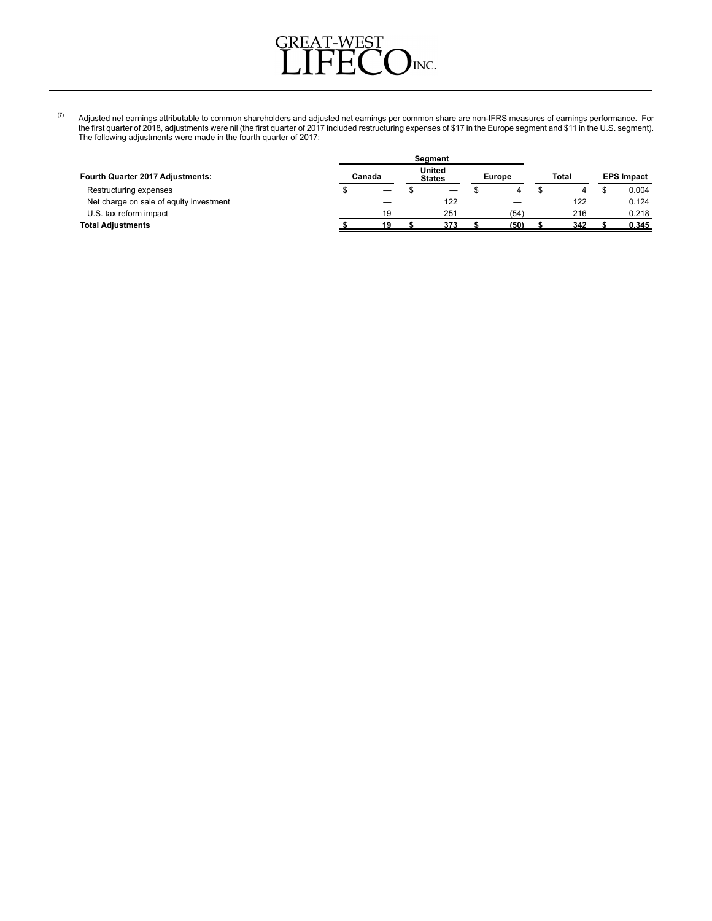(7) Adjusted net earnings attributable to common shareholders and adjusted net earnings per common share are non-IFRS measures of earnings performance. For the first quarter of 2018, adjustments were nil (the first quarter of 2017 included restructuring expenses of $17 in the Europe segment and $11 in the U.S. segment). The following adjustments were made in the fourth quarter of 2017:

| | Segment | | | | |
|---|---|---|---|---|---|
| **Fourth Quarter 2017 Adjustments:** | **Canada** | **United States** | **Europe** | **Total** | **EPS Impact** |
| Restructuring expenses | $ — | $ — | $ 4 | $ 4 | $ 0.004 |
| Net charge on sale of equity investment | — | 122 | — | 122 | 0.124 |
| U.S. tax reform impact | 19 | 251 | (54) | 216 | 0.218 |
| **Total Adjustments** | **$ 19** | **$ 373** | **$ (50)** | **$ 342** | **$ 0.345** |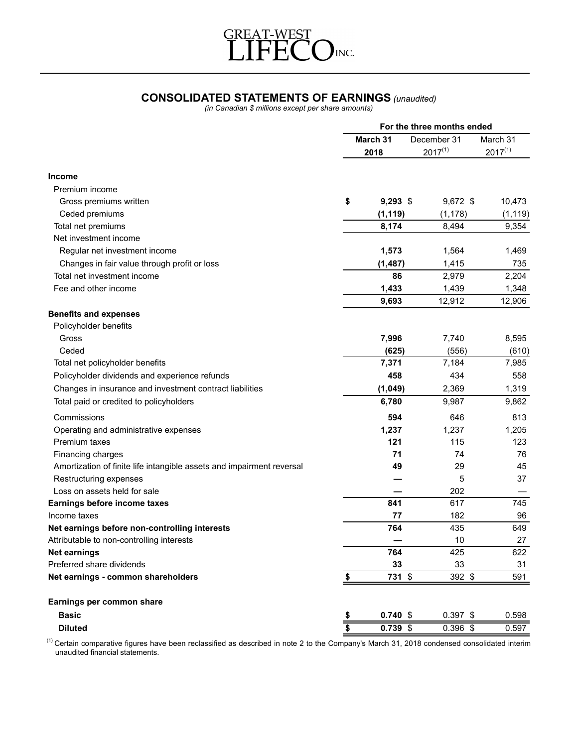GREAT-WEST LIFECO INC.

## CONSOLIDATED STATEMENTS OF EARNINGS *(unaudited)*

*(in Canadian $ millions except per share amounts)*

| | For the three months ended | | |
|---|---|---|---|
| | **March 31 2018** | December 31 2017[1] | March 31 2017[1] |
| **Income** | | | |
| Premium income | | | |
| Gross premiums written | **$ 9,293** | $ 9,672 | $ 10,473 |
| Ceded premiums | **(1,119)** | (1,178) | (1,119) |
| Total net premiums | **8,174** | 8,494 | 9,354 |
| Net investment income | | | |
| Regular net investment income | **1,573** | 1,564 | 1,469 |
| Changes in fair value through profit or loss | **(1,487)** | 1,415 | 735 |
| Total net investment income | **86** | 2,979 | 2,204 |
| Fee and other income | **1,433** | 1,439 | 1,348 |
| | **9,693** | 12,912 | 12,906 |
| **Benefits and expenses** | | | |
| Policyholder benefits | | | |
| Gross | **7,996** | 7,740 | 8,595 |
| Ceded | **(625)** | (556) | (610) |
| Total net policyholder benefits | **7,371** | 7,184 | 7,985 |
| Policyholder dividends and experience refunds | **458** | 434 | 558 |
| Changes in insurance and investment contract liabilities | **(1,049)** | 2,369 | 1,319 |
| Total paid or credited to policyholders | **6,780** | 9,987 | 9,862 |
| Commissions | **594** | 646 | 813 |
| Operating and administrative expenses | **1,237** | 1,237 | 1,205 |
| Premium taxes | **121** | 115 | 123 |
| Financing charges | **71** | 74 | 76 |
| Amortization of finite life intangible assets and impairment reversal | **49** | 29 | 45 |
| Restructuring expenses | **—** | 5 | 37 |
| Loss on assets held for sale | **—** | 202 | — |
| **Earnings before income taxes** | **841** | 617 | 745 |
| Income taxes | **77** | 182 | 96 |
| **Net earnings before non-controlling interests** | **764** | 435 | 649 |
| Attributable to non-controlling interests | **—** | 10 | 27 |
| **Net earnings** | **764** | 425 | 622 |
| Preferred share dividends | **33** | 33 | 31 |
| **Net earnings - common shareholders** | **$ 731** | $ 392 | $ 591 |
| | | | |
| **Earnings per common share** | | | |
| **Basic** | **$ 0.740** | $ 0.397 | $ 0.598 |
| **Diluted** | **$ 0.739** | $ 0.396 | $ 0.597 |

[1] Certain comparative figures have been reclassified as described in note 2 to the Company's March 31, 2018 condensed consolidated interim unaudited financial statements.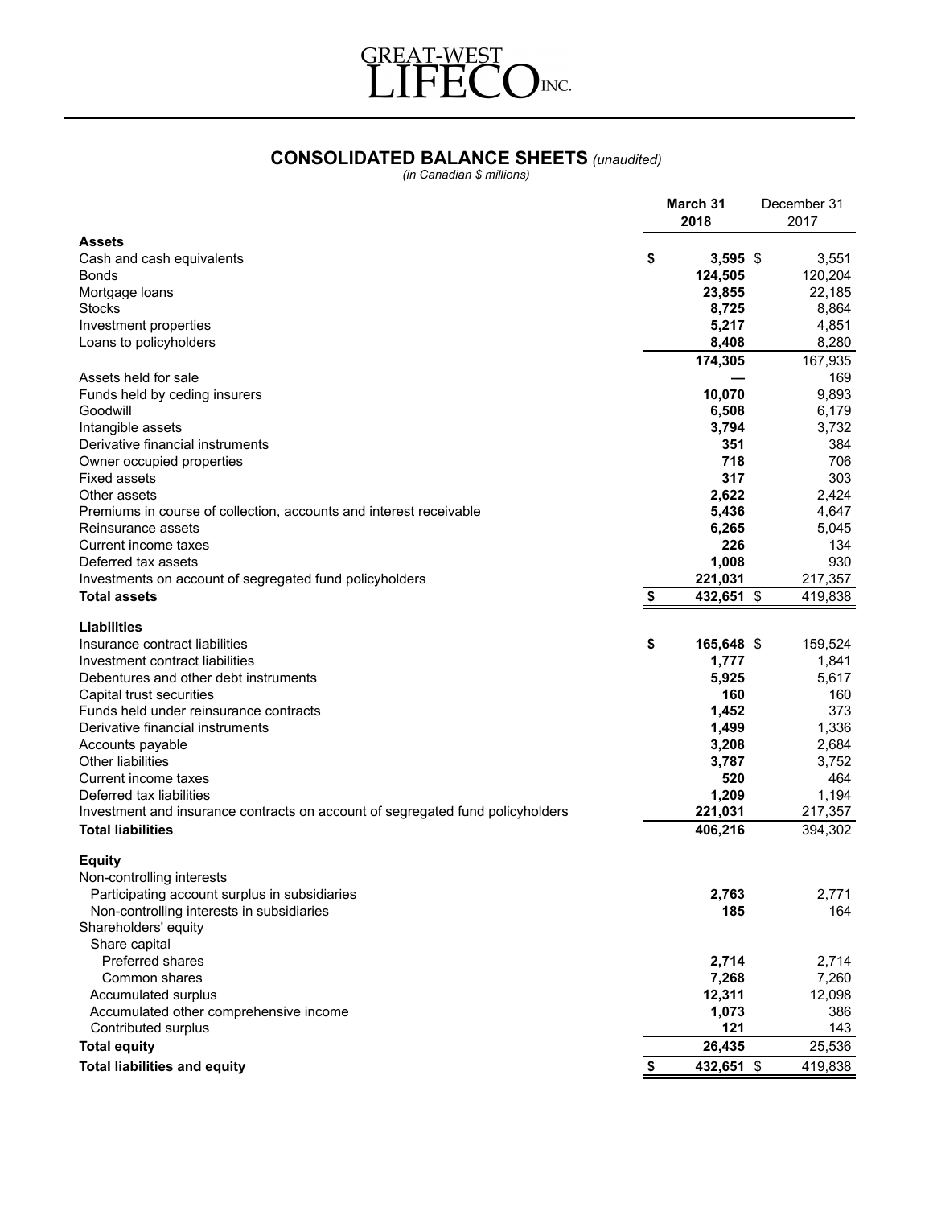GREAT-WEST LIFECO INC.

# CONSOLIDATED BALANCE SHEETS *(unaudited)*

*(in Canadian $ millions)*

| | March 31 2018 | December 31 2017 |
|---|---|---|
| **Assets** | | |
| Cash and cash equivalents | **$ 3,595** | $ 3,551 |
| Bonds | **124,505** | 120,204 |
| Mortgage loans | **23,855** | 22,185 |
| Stocks | **8,725** | 8,864 |
| Investment properties | **5,217** | 4,851 |
| Loans to policyholders | **8,408** | 8,280 |
| | **174,305** | 167,935 |
| Assets held for sale | **—** | 169 |
| Funds held by ceding insurers | **10,070** | 9,893 |
| Goodwill | **6,508** | 6,179 |
| Intangible assets | **3,794** | 3,732 |
| Derivative financial instruments | **351** | 384 |
| Owner occupied properties | **718** | 706 |
| Fixed assets | **317** | 303 |
| Other assets | **2,622** | 2,424 |
| Premiums in course of collection, accounts and interest receivable | **5,436** | 4,647 |
| Reinsurance assets | **6,265** | 5,045 |
| Current income taxes | **226** | 134 |
| Deferred tax assets | **1,008** | 930 |
| Investments on account of segregated fund policyholders | **221,031** | 217,357 |
| **Total assets** | **$ 432,651** | $ 419,838 |
| **Liabilities** | | |
| Insurance contract liabilities | **$ 165,648** | $ 159,524 |
| Investment contract liabilities | **1,777** | 1,841 |
| Debentures and other debt instruments | **5,925** | 5,617 |
| Capital trust securities | **160** | 160 |
| Funds held under reinsurance contracts | **1,452** | 373 |
| Derivative financial instruments | **1,499** | 1,336 |
| Accounts payable | **3,208** | 2,684 |
| Other liabilities | **3,787** | 3,752 |
| Current income taxes | **520** | 464 |
| Deferred tax liabilities | **1,209** | 1,194 |
| Investment and insurance contracts on account of segregated fund policyholders | **221,031** | 217,357 |
| **Total liabilities** | **406,216** | 394,302 |
| **Equity** | | |
| Non-controlling interests | | |
| Participating account surplus in subsidiaries | **2,763** | 2,771 |
| Non-controlling interests in subsidiaries | **185** | 164 |
| Shareholders' equity | | |
| Share capital | | |
| Preferred shares | **2,714** | 2,714 |
| Common shares | **7,268** | 7,260 |
| Accumulated surplus | **12,311** | 12,098 |
| Accumulated other comprehensive income | **1,073** | 386 |
| Contributed surplus | **121** | 143 |
| **Total equity** | **26,435** | 25,536 |
| **Total liabilities and equity** | **$ 432,651** | $ 419,838 |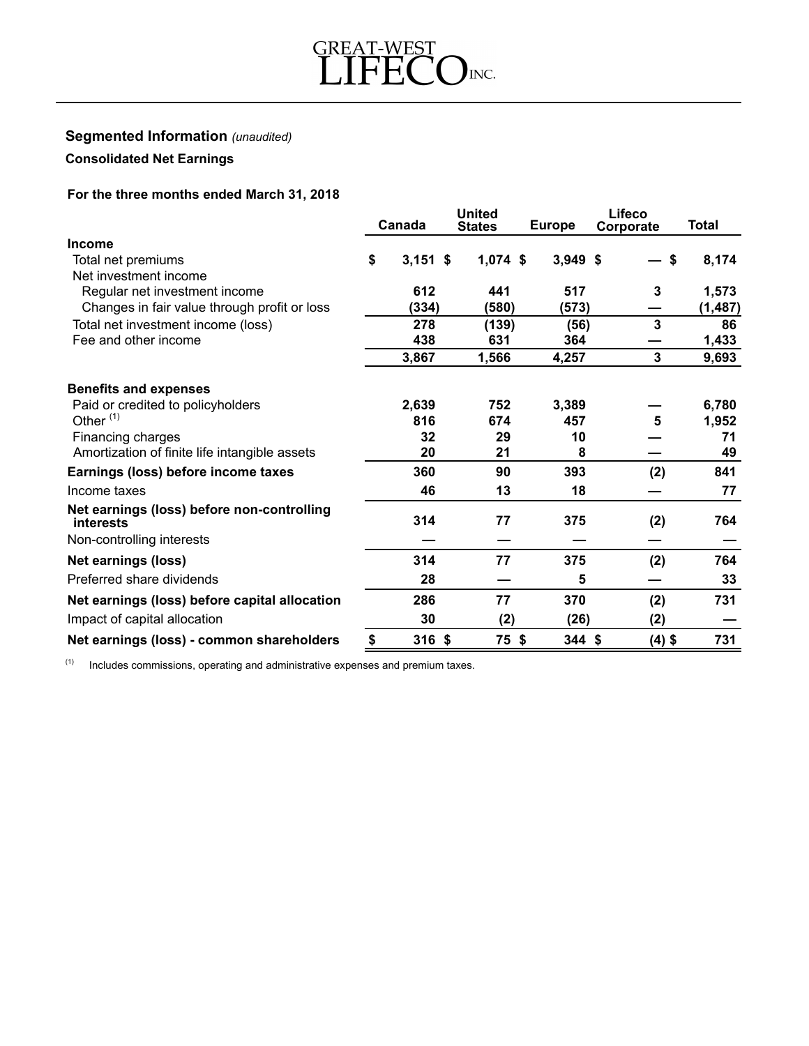GREAT-WEST LIFECO INC.

## Segmented Information *(unaudited)*

### Consolidated Net Earnings

**For the three months ended March 31, 2018**

| | Canada | United States | Europe | Lifeco Corporate | Total |
|---|---|---|---|---|---|
| **Income** | | | | | |
| Total net premiums | $ 3,151 | $ 1,074 | $ 3,949 | $ — | $ 8,174 |
| Net investment income | | | | | |
| Regular net investment income | 612 | 441 | 517 | 3 | 1,573 |
| Changes in fair value through profit or loss | (334) | (580) | (573) | — | (1,487) |
| Total net investment income (loss) | 278 | (139) | (56) | 3 | 86 |
| Fee and other income | 438 | 631 | 364 | — | 1,433 |
| | 3,867 | 1,566 | 4,257 | 3 | 9,693 |
| **Benefits and expenses** | | | | | |
| Paid or credited to policyholders | 2,639 | 752 | 3,389 | — | 6,780 |
| Other [(1)] | 816 | 674 | 457 | 5 | 1,952 |
| Financing charges | 32 | 29 | 10 | — | 71 |
| Amortization of finite life intangible assets | 20 | 21 | 8 | — | 49 |
| **Earnings (loss) before income taxes** | 360 | 90 | 393 | (2) | 841 |
| Income taxes | 46 | 13 | 18 | — | 77 |
| **Net earnings (loss) before non-controlling interests** | 314 | 77 | 375 | (2) | 764 |
| Non-controlling interests | — | — | — | — | — |
| **Net earnings (loss)** | 314 | 77 | 375 | (2) | 764 |
| Preferred share dividends | 28 | — | 5 | — | 33 |
| **Net earnings (loss) before capital allocation** | 286 | 77 | 370 | (2) | 731 |
| Impact of capital allocation | 30 | (2) | (26) | (2) | — |
| **Net earnings (loss) - common shareholders** | $ 316 | $ 75 | $ 344 | $ (4) | $ 731 |

(1) Includes commissions, operating and administrative expenses and premium taxes.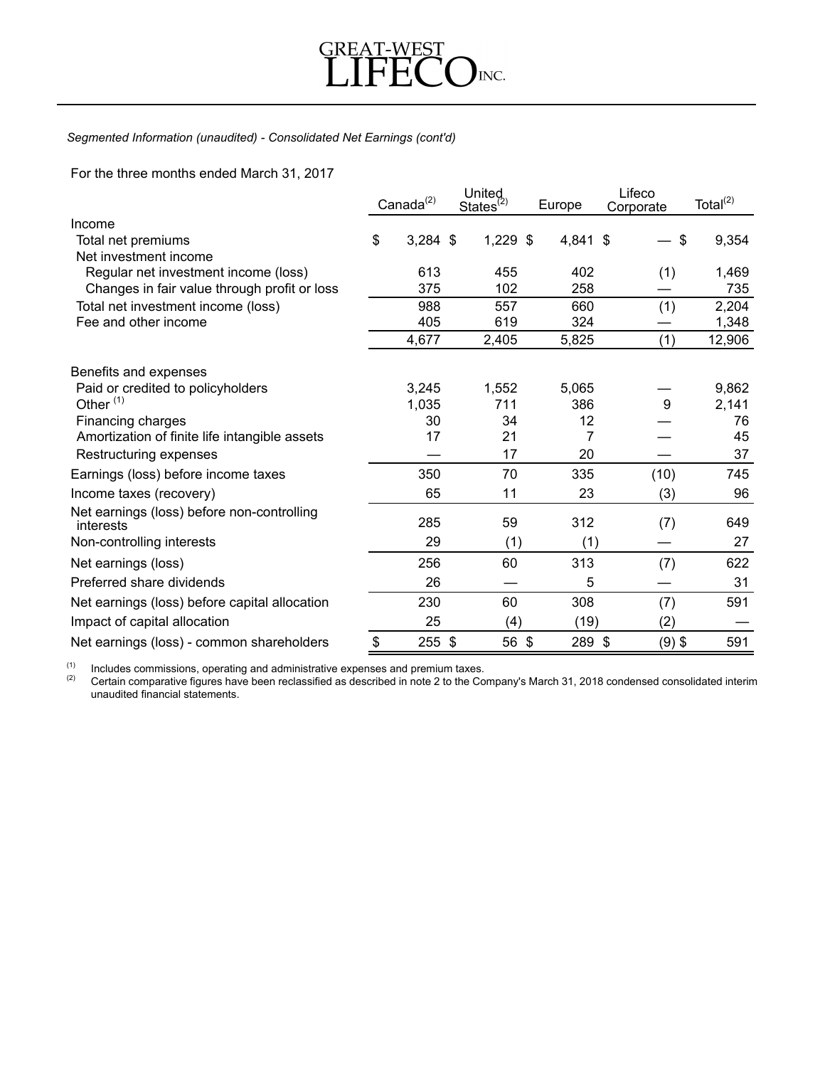GREAT-WEST LIFECO INC.

*Segmented Information (unaudited) - Consolidated Net Earnings (cont'd)*

For the three months ended March 31, 2017

| | Canada[(2)] | United States[(2)] | Europe | Lifeco Corporate | Total[(2)] |
|---|---|---|---|---|---|
| Income | | | | | |
| Total net premiums | $ 3,284 | $ 1,229 | $ 4,841 | $ — | $ 9,354 |
| Net investment income | | | | | |
| Regular net investment income (loss) | 613 | 455 | 402 | (1) | 1,469 |
| Changes in fair value through profit or loss | 375 | 102 | 258 | — | 735 |
| Total net investment income (loss) | 988 | 557 | 660 | (1) | 2,204 |
| Fee and other income | 405 | 619 | 324 | — | 1,348 |
| | 4,677 | 2,405 | 5,825 | (1) | 12,906 |
| Benefits and expenses | | | | | |
| Paid or credited to policyholders | 3,245 | 1,552 | 5,065 | — | 9,862 |
| Other [(1)] | 1,035 | 711 | 386 | 9 | 2,141 |
| Financing charges | 30 | 34 | 12 | — | 76 |
| Amortization of finite life intangible assets | 17 | 21 | 7 | — | 45 |
| Restructuring expenses | — | 17 | 20 | — | 37 |
| Earnings (loss) before income taxes | 350 | 70 | 335 | (10) | 745 |
| Income taxes (recovery) | 65 | 11 | 23 | (3) | 96 |
| Net earnings (loss) before non-controlling interests | 285 | 59 | 312 | (7) | 649 |
| Non-controlling interests | 29 | (1) | (1) | — | 27 |
| Net earnings (loss) | 256 | 60 | 313 | (7) | 622 |
| Preferred share dividends | 26 | — | 5 | — | 31 |
| Net earnings (loss) before capital allocation | 230 | 60 | 308 | (7) | 591 |
| Impact of capital allocation | 25 | (4) | (19) | (2) | — |
| Net earnings (loss) - common shareholders | $ 255 | $ 56 | $ 289 | $ (9) | $ 591 |

(1) Includes commissions, operating and administrative expenses and premium taxes.

(2) Certain comparative figures have been reclassified as described in note 2 to the Company's March 31, 2018 condensed consolidated interim unaudited financial statements.